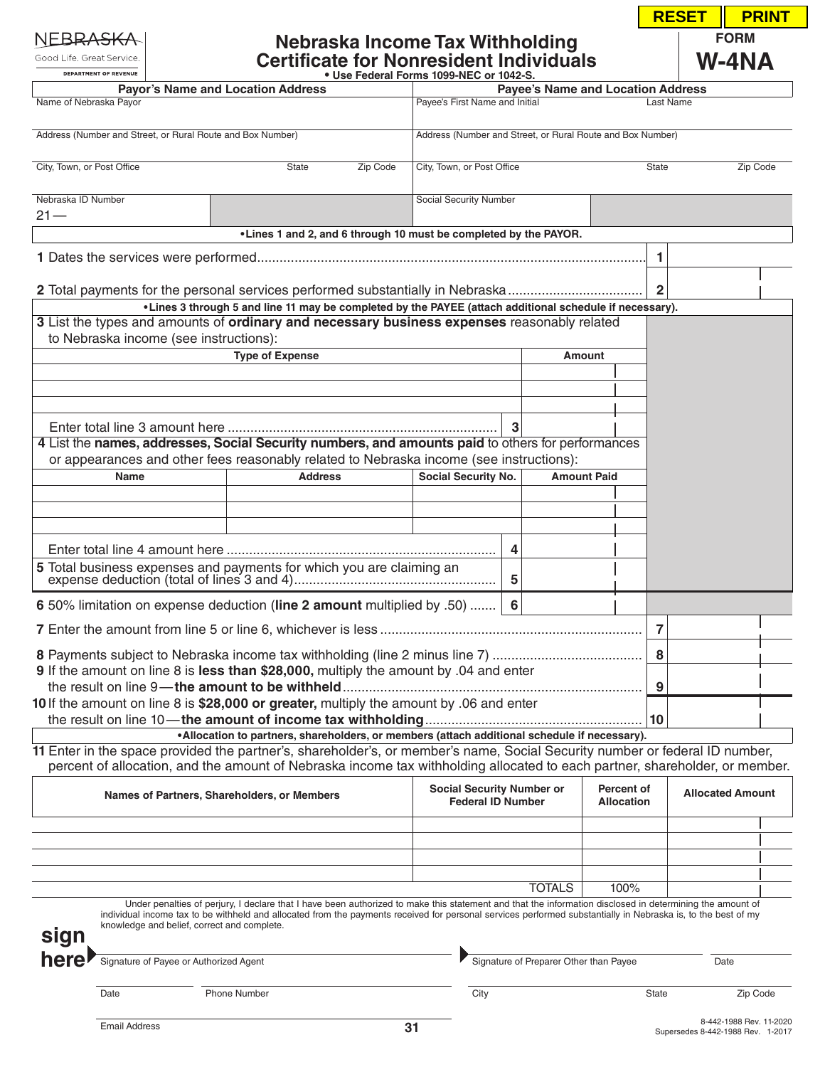NEBRASKA
Good Life. Great Service.
DEPARTMENT OF REVENUE

# Nebraska Income Tax Withholding Certificate for Nonresident Individuals

• Use Federal Forms 1099-NEC or 1042-S.

**FORM W-4NA**

| Payor's Name and Location Address | | | Payee's Name and Location Address | | |
|---|---|---|---|---|---|
| Name of Nebraska Payor | | | Payee's First Name and Initial | Last Name | |
| Address (Number and Street, or Rural Route and Box Number) | | | Address (Number and Street, or Rural Route and Box Number) | | |
| City, Town, or Post Office | State | Zip Code | City, Town, or Post Office | State | Zip Code |
| Nebraska ID Number 21— | | | Social Security Number | | |

**•Lines 1 and 2, and 6 through 10 must be completed by the PAYOR.**

1 Dates the services were performed ..... **1**

2 Total payments for the personal services performed substantially in Nebraska ..... **2**

**•Lines 3 through 5 and line 11 may be completed by the PAYEE (attach additional schedule if necessary).**

3 List the types and amounts of **ordinary and necessary business expenses** reasonably related to Nebraska income (see instructions):

| Type of Expense | Amount |
|---|---|
| | |
| | |
| | |

Enter total line 3 amount here ..... **3**

4 List the **names, addresses, Social Security numbers, and amounts paid** to others for performances or appearances and other fees reasonably related to Nebraska income (see instructions):

| Name | Address | Social Security No. | Amount Paid |
|---|---|---|---|
| | | | |
| | | | |
| | | | |

Enter total line 4 amount here ..... **4**

5 Total business expenses and payments for which you are claiming an expense deduction (total of lines 3 and 4) ..... **5**

6 50% limitation on expense deduction (**line 2 amount** multiplied by .50) ..... **6**

7 Enter the amount from line 5 or line 6, whichever is less ..... **7**

8 Payments subject to Nebraska income tax withholding (line 2 minus line 7) ..... **8**

9 If the amount on line 8 is **less than $28,000,** multiply the amount by .04 and enter the result on line 9—**the amount to be withheld** ..... **9**

10 If the amount on line 8 is **$28,000 or greater,** multiply the amount by .06 and enter the result on line 10—**the amount of income tax withholding** ..... **10**

**•Allocation to partners, shareholders, or members (attach additional schedule if necessary).**

11 Enter in the space provided the partner's, shareholder's, or member's name, Social Security number or federal ID number, percent of allocation, and the amount of Nebraska income tax withholding allocated to each partner, shareholder, or member.

| Names of Partners, Shareholders, or Members | Social Security Number or Federal ID Number | Percent of Allocation | Allocated Amount |
|---|---|---|---|
| | | | |
| | | | |
| | | | |
| | | | |
| | TOTALS | 100% | |

Under penalties of perjury, I declare that I have been authorized to make this statement and that the information disclosed in determining the amount of individual income tax to be withheld and allocated from the payments received for personal services performed substantially in Nebraska is, to the best of my knowledge and belief, correct and complete.

**sign here**

Signature of Payee or Authorized Agent

Signature of Preparer Other than Payee | Date

Date | Phone Number

City | State | Zip Code

Email Address

8-442-1988 Rev. 11-2020
Supersedes 8-442-1988 Rev. 1-2017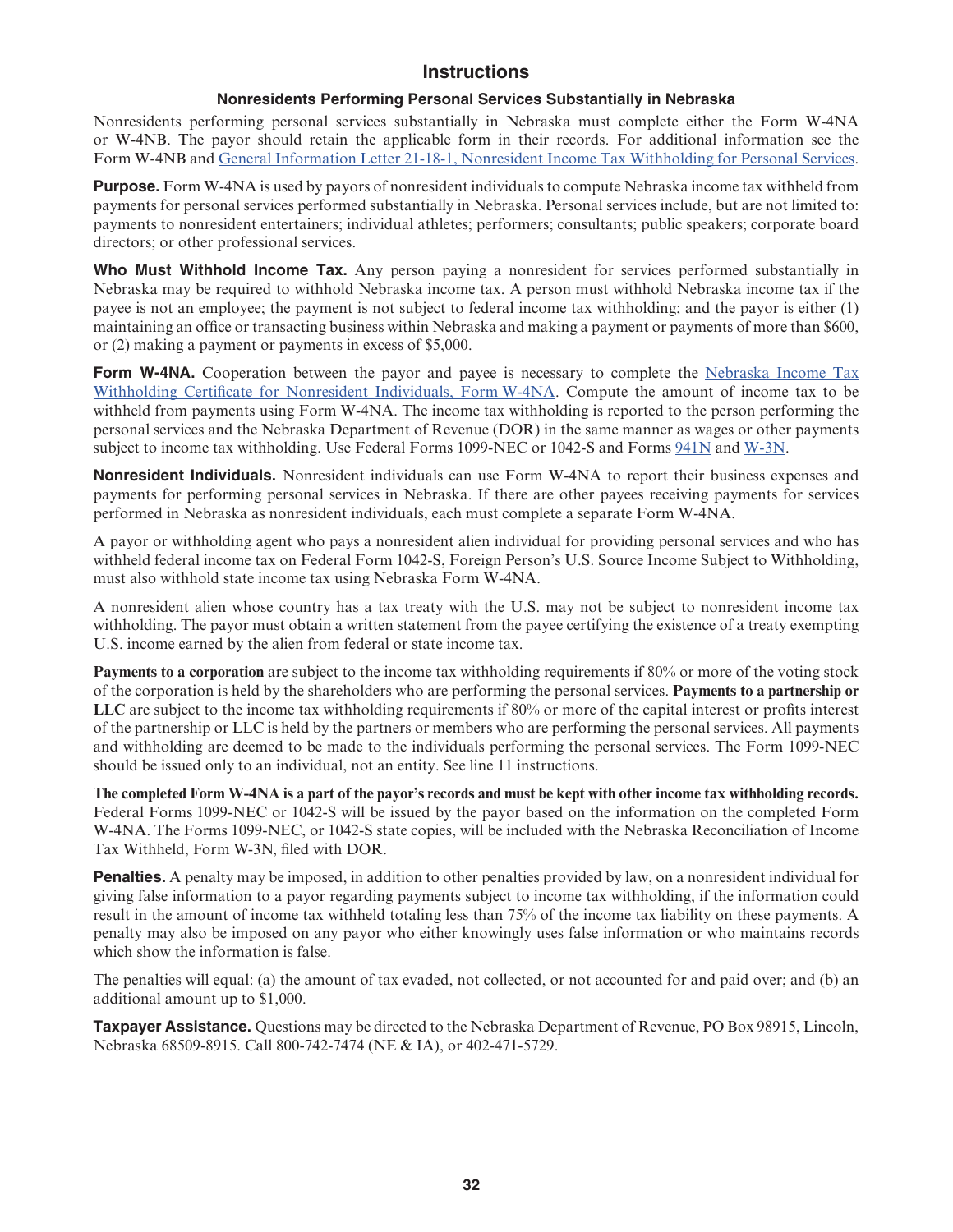# Instructions

## Nonresidents Performing Personal Services Substantially in Nebraska

Nonresidents performing personal services substantially in Nebraska must complete either the Form W-4NA or W-4NB. The payor should retain the applicable form in their records. For additional information see the Form W-4NB and General Information Letter 21-18-1, Nonresident Income Tax Withholding for Personal Services.

**Purpose.** Form W-4NA is used by payors of nonresident individuals to compute Nebraska income tax withheld from payments for personal services performed substantially in Nebraska. Personal services include, but are not limited to: payments to nonresident entertainers; individual athletes; performers; consultants; public speakers; corporate board directors; or other professional services.

**Who Must Withhold Income Tax.** Any person paying a nonresident for services performed substantially in Nebraska may be required to withhold Nebraska income tax. A person must withhold Nebraska income tax if the payee is not an employee; the payment is not subject to federal income tax withholding; and the payor is either (1) maintaining an office or transacting business within Nebraska and making a payment or payments of more than $600, or (2) making a payment or payments in excess of $5,000.

**Form W-4NA.** Cooperation between the payor and payee is necessary to complete the Nebraska Income Tax Withholding Certificate for Nonresident Individuals, Form W-4NA. Compute the amount of income tax to be withheld from payments using Form W-4NA. The income tax withholding is reported to the person performing the personal services and the Nebraska Department of Revenue (DOR) in the same manner as wages or other payments subject to income tax withholding. Use Federal Forms 1099-NEC or 1042-S and Forms 941N and W-3N.

**Nonresident Individuals.** Nonresident individuals can use Form W-4NA to report their business expenses and payments for performing personal services in Nebraska. If there are other payees receiving payments for services performed in Nebraska as nonresident individuals, each must complete a separate Form W-4NA.

A payor or withholding agent who pays a nonresident alien individual for providing personal services and who has withheld federal income tax on Federal Form 1042-S, Foreign Person's U.S. Source Income Subject to Withholding, must also withhold state income tax using Nebraska Form W-4NA.

A nonresident alien whose country has a tax treaty with the U.S. may not be subject to nonresident income tax withholding. The payor must obtain a written statement from the payee certifying the existence of a treaty exempting U.S. income earned by the alien from federal or state income tax.

**Payments to a corporation** are subject to the income tax withholding requirements if 80% or more of the voting stock of the corporation is held by the shareholders who are performing the personal services. **Payments to a partnership or LLC** are subject to the income tax withholding requirements if 80% or more of the capital interest or profits interest of the partnership or LLC is held by the partners or members who are performing the personal services. All payments and withholding are deemed to be made to the individuals performing the personal services. The Form 1099-NEC should be issued only to an individual, not an entity. See line 11 instructions.

**The completed Form W-4NA is a part of the payor's records and must be kept with other income tax withholding records.** Federal Forms 1099-NEC or 1042-S will be issued by the payor based on the information on the completed Form W-4NA. The Forms 1099-NEC, or 1042-S state copies, will be included with the Nebraska Reconciliation of Income Tax Withheld, Form W-3N, filed with DOR.

**Penalties.** A penalty may be imposed, in addition to other penalties provided by law, on a nonresident individual for giving false information to a payor regarding payments subject to income tax withholding, if the information could result in the amount of income tax withheld totaling less than 75% of the income tax liability on these payments. A penalty may also be imposed on any payor who either knowingly uses false information or who maintains records which show the information is false.

The penalties will equal: (a) the amount of tax evaded, not collected, or not accounted for and paid over; and (b) an additional amount up to $1,000.

**Taxpayer Assistance.** Questions may be directed to the Nebraska Department of Revenue, PO Box 98915, Lincoln, Nebraska 68509-8915. Call 800-742-7474 (NE & IA), or 402-471-5729.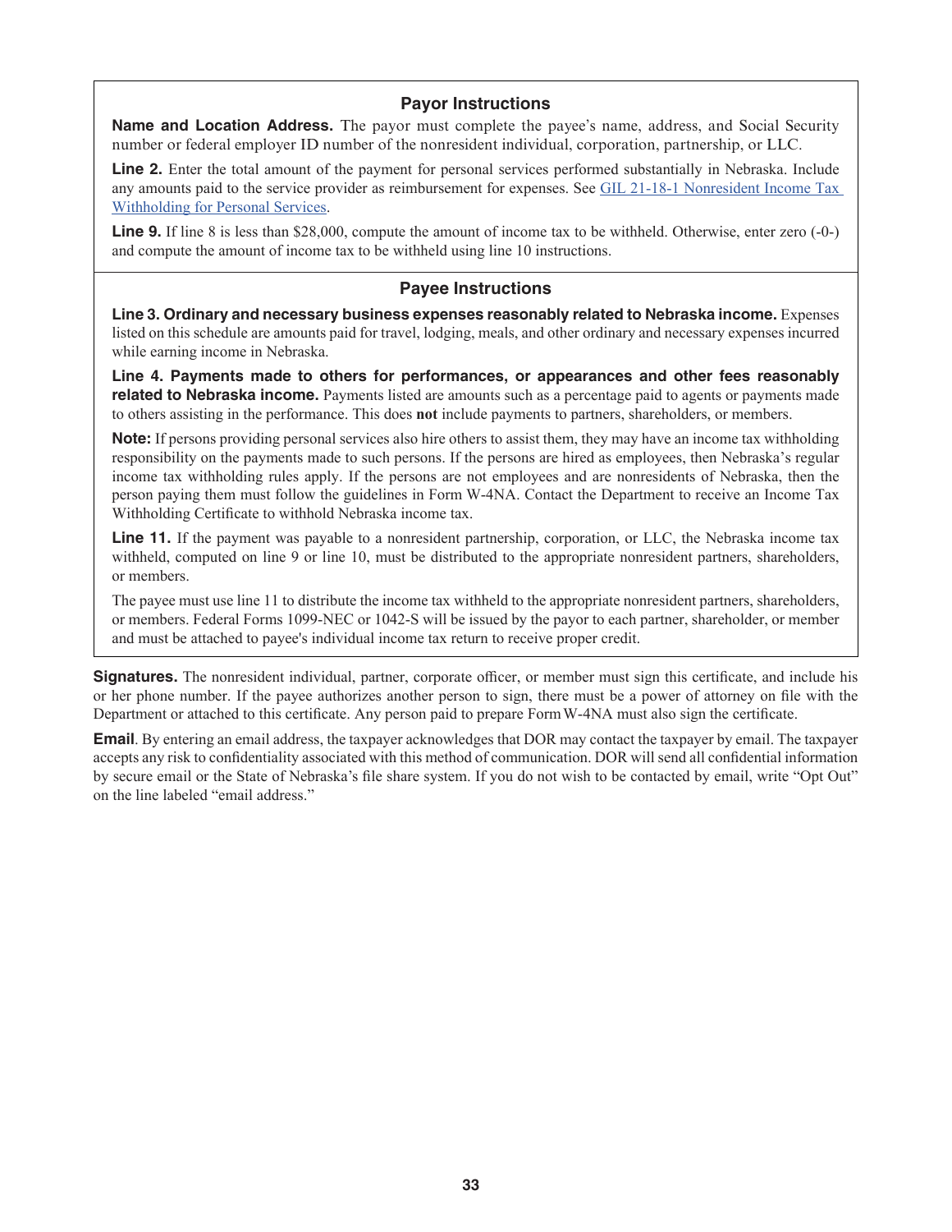## Payor Instructions

**Name and Location Address.** The payor must complete the payee's name, address, and Social Security number or federal employer ID number of the nonresident individual, corporation, partnership, or LLC.

**Line 2.** Enter the total amount of the payment for personal services performed substantially in Nebraska. Include any amounts paid to the service provider as reimbursement for expenses. See [GIL 21-18-1 Nonresident Income Tax Withholding for Personal Services](#).

**Line 9.** If line 8 is less than $28,000, compute the amount of income tax to be withheld. Otherwise, enter zero (-0-) and compute the amount of income tax to be withheld using line 10 instructions.

## Payee Instructions

**Line 3. Ordinary and necessary business expenses reasonably related to Nebraska income.** Expenses listed on this schedule are amounts paid for travel, lodging, meals, and other ordinary and necessary expenses incurred while earning income in Nebraska.

**Line 4. Payments made to others for performances, or appearances and other fees reasonably related to Nebraska income.** Payments listed are amounts such as a percentage paid to agents or payments made to others assisting in the performance. This does **not** include payments to partners, shareholders, or members.

**Note:** If persons providing personal services also hire others to assist them, they may have an income tax withholding responsibility on the payments made to such persons. If the persons are hired as employees, then Nebraska's regular income tax withholding rules apply. If the persons are not employees and are nonresidents of Nebraska, then the person paying them must follow the guidelines in Form W-4NA. Contact the Department to receive an Income Tax Withholding Certificate to withhold Nebraska income tax.

**Line 11.** If the payment was payable to a nonresident partnership, corporation, or LLC, the Nebraska income tax withheld, computed on line 9 or line 10, must be distributed to the appropriate nonresident partners, shareholders, or members.

The payee must use line 11 to distribute the income tax withheld to the appropriate nonresident partners, shareholders, or members. Federal Forms 1099-NEC or 1042-S will be issued by the payor to each partner, shareholder, or member and must be attached to payee's individual income tax return to receive proper credit.

**Signatures.** The nonresident individual, partner, corporate officer, or member must sign this certificate, and include his or her phone number. If the payee authorizes another person to sign, there must be a power of attorney on file with the Department or attached to this certificate. Any person paid to prepare Form W-4NA must also sign the certificate.

**Email**. By entering an email address, the taxpayer acknowledges that DOR may contact the taxpayer by email. The taxpayer accepts any risk to confidentiality associated with this method of communication. DOR will send all confidential information by secure email or the State of Nebraska's file share system. If you do not wish to be contacted by email, write "Opt Out" on the line labeled "email address."